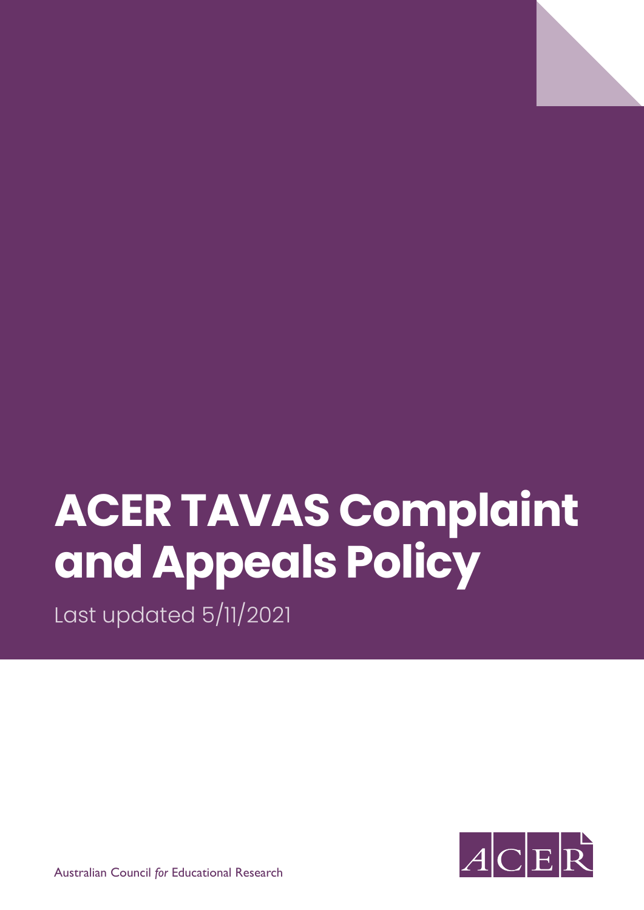# ACER TAVAS Complaint and Appeals Policy

Last updated 5/11/2021

Australian Council *for* Educational Research

ACER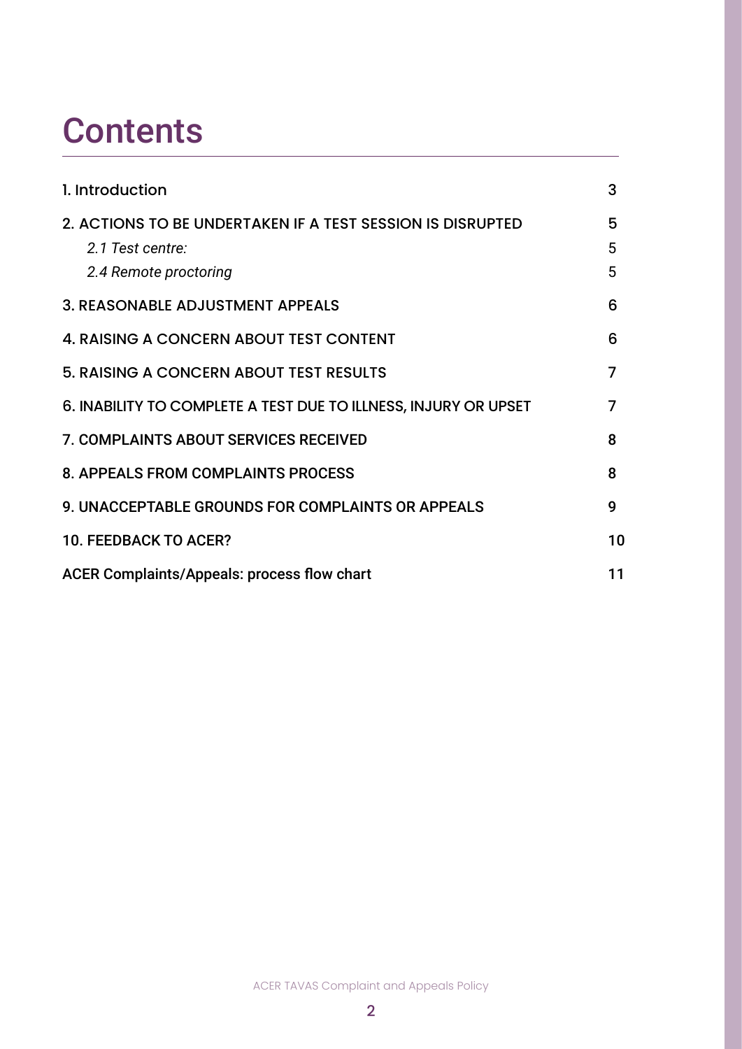# Contents

| | |
|---|---|
| 1. Introduction | 3 |
| 2. ACTIONS TO BE UNDERTAKEN IF A TEST SESSION IS DISRUPTED | 5 |
| *2.1 Test centre:* | 5 |
| *2.4 Remote proctoring* | 5 |
| 3. REASONABLE ADJUSTMENT APPEALS | 6 |
| 4. RAISING A CONCERN ABOUT TEST CONTENT | 6 |
| 5. RAISING A CONCERN ABOUT TEST RESULTS | 7 |
| 6. INABILITY TO COMPLETE A TEST DUE TO ILLNESS, INJURY OR UPSET | 7 |
| 7. COMPLAINTS ABOUT SERVICES RECEIVED | 8 |
| 8. APPEALS FROM COMPLAINTS PROCESS | 8 |
| 9. UNACCEPTABLE GROUNDS FOR COMPLAINTS OR APPEALS | 9 |
| 10. FEEDBACK TO ACER? | 10 |
| ACER Complaints/Appeals: process flow chart | 11 |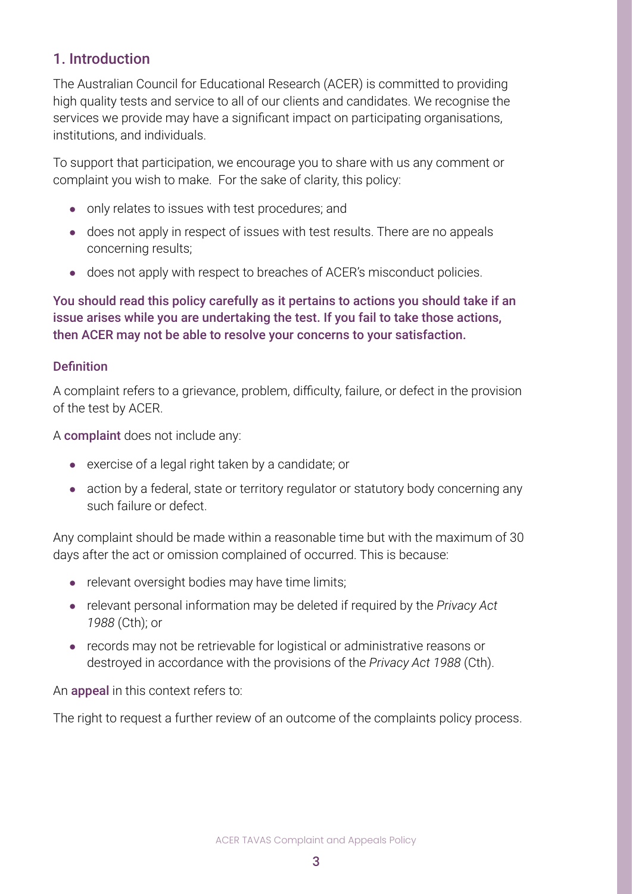## 1. Introduction

The Australian Council for Educational Research (ACER) is committed to providing high quality tests and service to all of our clients and candidates. We recognise the services we provide may have a significant impact on participating organisations, institutions, and individuals.

To support that participation, we encourage you to share with us any comment or complaint you wish to make. For the sake of clarity, this policy:

- only relates to issues with test procedures; and
- does not apply in respect of issues with test results. There are no appeals concerning results;
- does not apply with respect to breaches of ACER's misconduct policies.

**You should read this policy carefully as it pertains to actions you should take if an issue arises while you are undertaking the test. If you fail to take those actions, then ACER may not be able to resolve your concerns to your satisfaction.**

### Definition

A complaint refers to a grievance, problem, difficulty, failure, or defect in the provision of the test by ACER.

A **complaint** does not include any:

- exercise of a legal right taken by a candidate; or
- action by a federal, state or territory regulator or statutory body concerning any such failure or defect.

Any complaint should be made within a reasonable time but with the maximum of 30 days after the act or omission complained of occurred. This is because:

- relevant oversight bodies may have time limits;
- relevant personal information may be deleted if required by the *Privacy Act 1988* (Cth); or
- records may not be retrievable for logistical or administrative reasons or destroyed in accordance with the provisions of the *Privacy Act 1988* (Cth).

An **appeal** in this context refers to:

The right to request a further review of an outcome of the complaints policy process.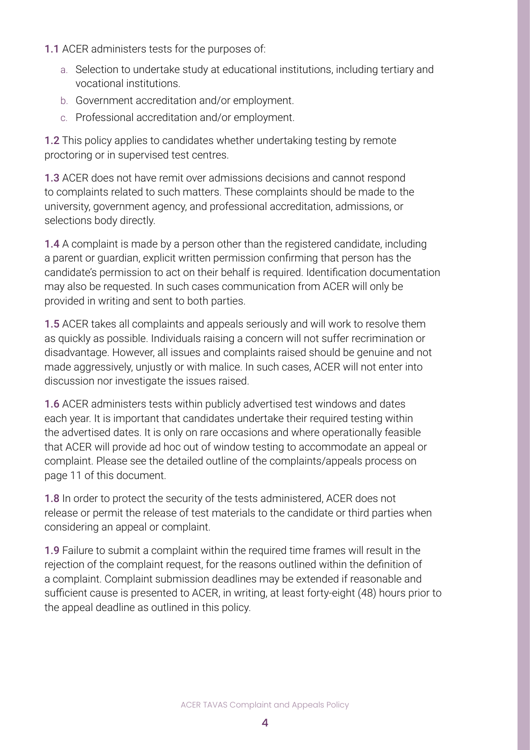**1.1** ACER administers tests for the purposes of:

a. Selection to undertake study at educational institutions, including tertiary and vocational institutions.
b. Government accreditation and/or employment.
c. Professional accreditation and/or employment.

**1.2** This policy applies to candidates whether undertaking testing by remote proctoring or in supervised test centres.

**1.3** ACER does not have remit over admissions decisions and cannot respond to complaints related to such matters. These complaints should be made to the university, government agency, and professional accreditation, admissions, or selections body directly.

**1.4** A complaint is made by a person other than the registered candidate, including a parent or guardian, explicit written permission confirming that person has the candidate's permission to act on their behalf is required. Identification documentation may also be requested. In such cases communication from ACER will only be provided in writing and sent to both parties.

**1.5** ACER takes all complaints and appeals seriously and will work to resolve them as quickly as possible. Individuals raising a concern will not suffer recrimination or disadvantage. However, all issues and complaints raised should be genuine and not made aggressively, unjustly or with malice. In such cases, ACER will not enter into discussion nor investigate the issues raised.

**1.6** ACER administers tests within publicly advertised test windows and dates each year. It is important that candidates undertake their required testing within the advertised dates. It is only on rare occasions and where operationally feasible that ACER will provide ad hoc out of window testing to accommodate an appeal or complaint. Please see the detailed outline of the complaints/appeals process on page 11 of this document.

**1.8** In order to protect the security of the tests administered, ACER does not release or permit the release of test materials to the candidate or third parties when considering an appeal or complaint.

**1.9** Failure to submit a complaint within the required time frames will result in the rejection of the complaint request, for the reasons outlined within the definition of a complaint. Complaint submission deadlines may be extended if reasonable and sufficient cause is presented to ACER, in writing, at least forty-eight (48) hours prior to the appeal deadline as outlined in this policy.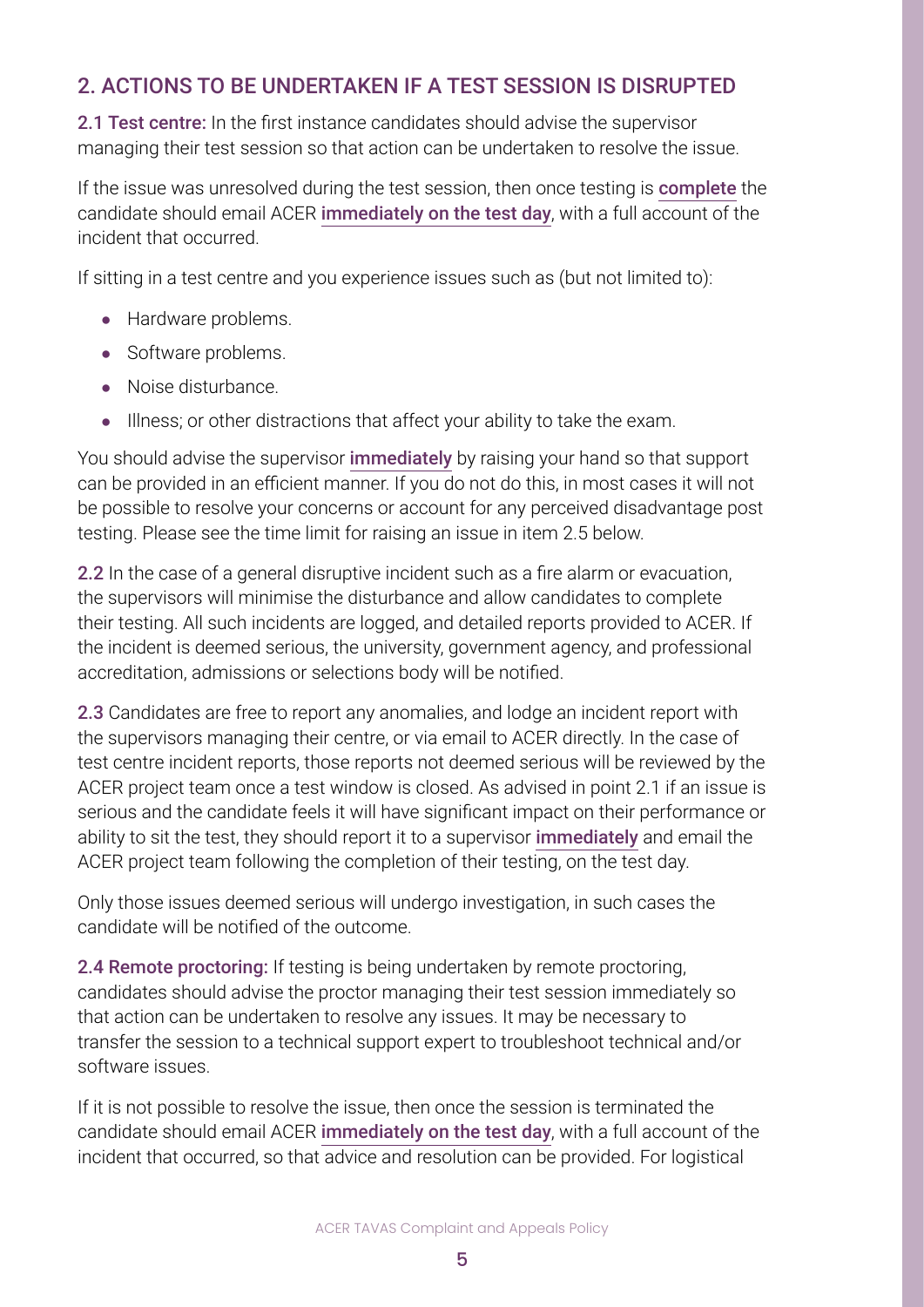## 2. ACTIONS TO BE UNDERTAKEN IF A TEST SESSION IS DISRUPTED

**2.1 Test centre:** In the first instance candidates should advise the supervisor managing their test session so that action can be undertaken to resolve the issue.

If the issue was unresolved during the test session, then once testing is **complete** the candidate should email ACER **immediately on the test day**, with a full account of the incident that occurred.

If sitting in a test centre and you experience issues such as (but not limited to):

- Hardware problems.
- Software problems.
- Noise disturbance.
- Illness; or other distractions that affect your ability to take the exam.

You should advise the supervisor **immediately** by raising your hand so that support can be provided in an efficient manner. If you do not do this, in most cases it will not be possible to resolve your concerns or account for any perceived disadvantage post testing. Please see the time limit for raising an issue in item 2.5 below.

**2.2** In the case of a general disruptive incident such as a fire alarm or evacuation, the supervisors will minimise the disturbance and allow candidates to complete their testing. All such incidents are logged, and detailed reports provided to ACER. If the incident is deemed serious, the university, government agency, and professional accreditation, admissions or selections body will be notified.

**2.3** Candidates are free to report any anomalies, and lodge an incident report with the supervisors managing their centre, or via email to ACER directly. In the case of test centre incident reports, those reports not deemed serious will be reviewed by the ACER project team once a test window is closed. As advised in point 2.1 if an issue is serious and the candidate feels it will have significant impact on their performance or ability to sit the test, they should report it to a supervisor **immediately** and email the ACER project team following the completion of their testing, on the test day.

Only those issues deemed serious will undergo investigation, in such cases the candidate will be notified of the outcome.

**2.4 Remote proctoring:** If testing is being undertaken by remote proctoring, candidates should advise the proctor managing their test session immediately so that action can be undertaken to resolve any issues. It may be necessary to transfer the session to a technical support expert to troubleshoot technical and/or software issues.

If it is not possible to resolve the issue, then once the session is terminated the candidate should email ACER **immediately on the test day**, with a full account of the incident that occurred, so that advice and resolution can be provided. For logistical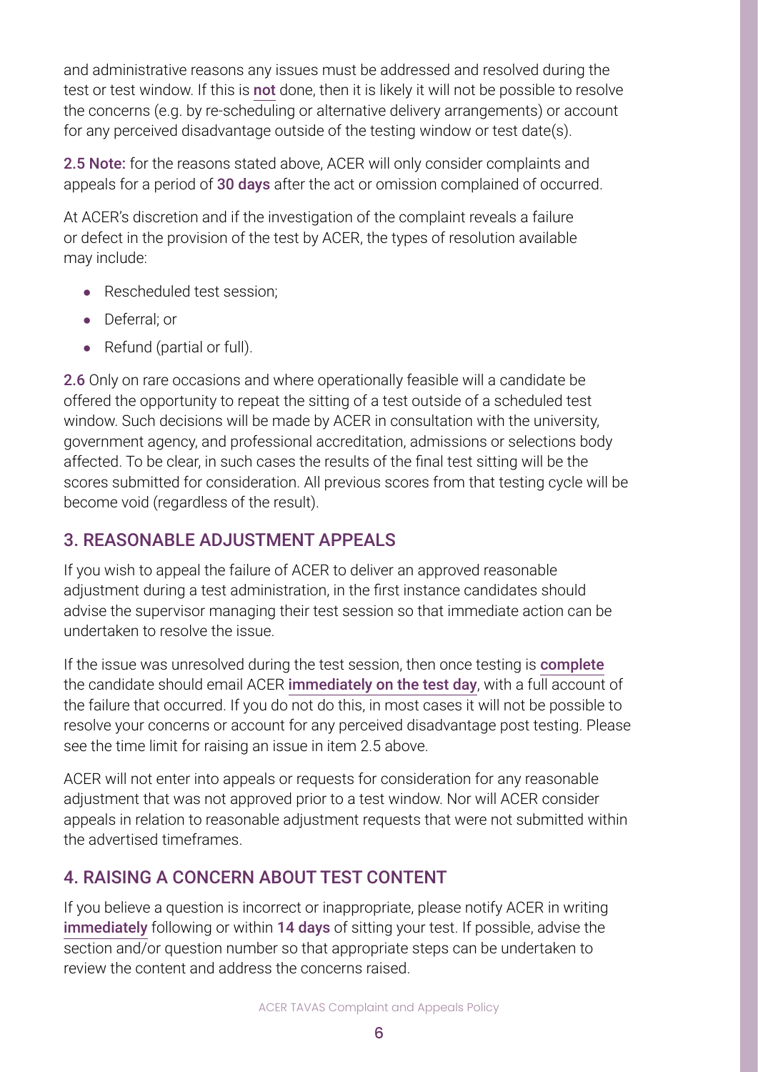and administrative reasons any issues must be addressed and resolved during the test or test window. If this is **not** done, then it is likely it will not be possible to resolve the concerns (e.g. by re-scheduling or alternative delivery arrangements) or account for any perceived disadvantage outside of the testing window or test date(s).

**2.5 Note:** for the reasons stated above, ACER will only consider complaints and appeals for a period of **30 days** after the act or omission complained of occurred.

At ACER's discretion and if the investigation of the complaint reveals a failure or defect in the provision of the test by ACER, the types of resolution available may include:

- Rescheduled test session;
- Deferral; or
- Refund (partial or full).

**2.6** Only on rare occasions and where operationally feasible will a candidate be offered the opportunity to repeat the sitting of a test outside of a scheduled test window. Such decisions will be made by ACER in consultation with the university, government agency, and professional accreditation, admissions or selections body affected. To be clear, in such cases the results of the final test sitting will be the scores submitted for consideration. All previous scores from that testing cycle will be become void (regardless of the result).

## 3. REASONABLE ADJUSTMENT APPEALS

If you wish to appeal the failure of ACER to deliver an approved reasonable adjustment during a test administration, in the first instance candidates should advise the supervisor managing their test session so that immediate action can be undertaken to resolve the issue.

If the issue was unresolved during the test session, then once testing is **complete** the candidate should email ACER **immediately on the test day**, with a full account of the failure that occurred. If you do not do this, in most cases it will not be possible to resolve your concerns or account for any perceived disadvantage post testing. Please see the time limit for raising an issue in item 2.5 above.

ACER will not enter into appeals or requests for consideration for any reasonable adjustment that was not approved prior to a test window. Nor will ACER consider appeals in relation to reasonable adjustment requests that were not submitted within the advertised timeframes.

## 4. RAISING A CONCERN ABOUT TEST CONTENT

If you believe a question is incorrect or inappropriate, please notify ACER in writing **immediately** following or within **14 days** of sitting your test. If possible, advise the section and/or question number so that appropriate steps can be undertaken to review the content and address the concerns raised.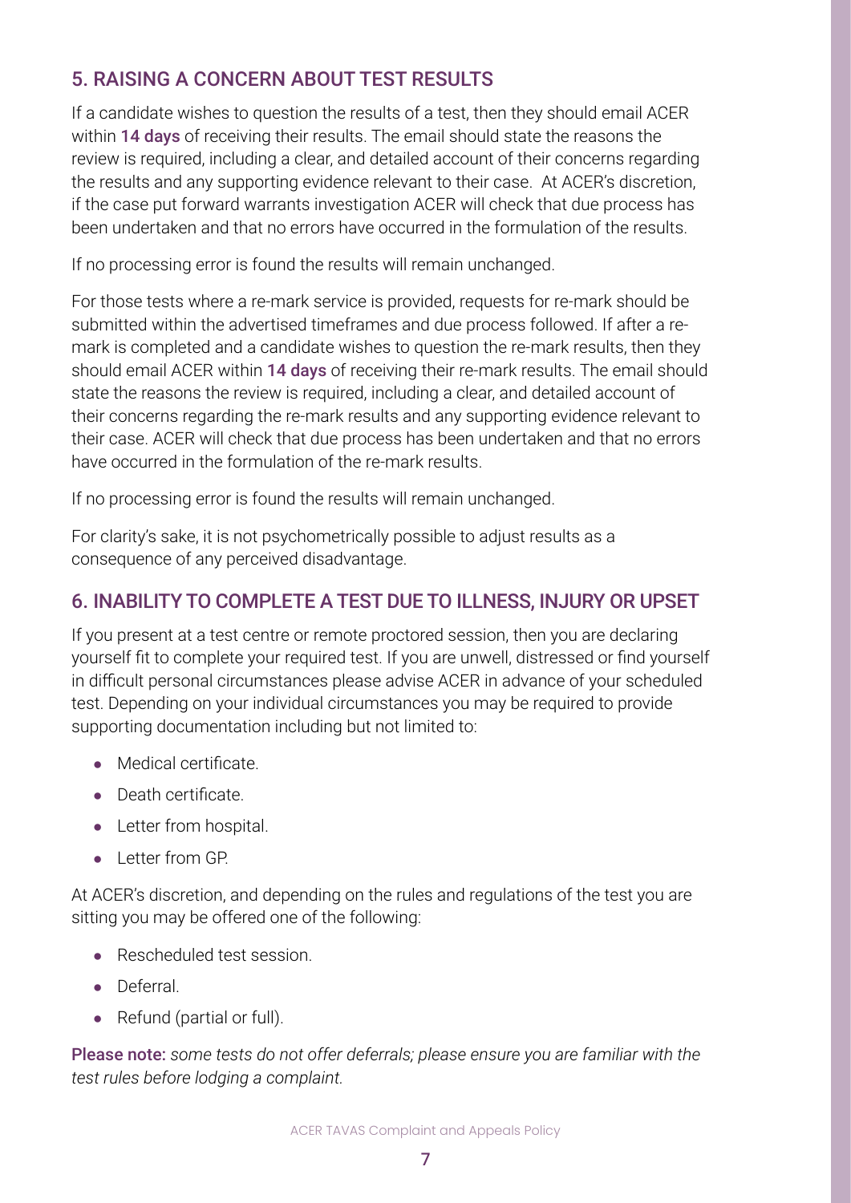## 5. RAISING A CONCERN ABOUT TEST RESULTS

If a candidate wishes to question the results of a test, then they should email ACER within **14 days** of receiving their results. The email should state the reasons the review is required, including a clear, and detailed account of their concerns regarding the results and any supporting evidence relevant to their case. At ACER's discretion, if the case put forward warrants investigation ACER will check that due process has been undertaken and that no errors have occurred in the formulation of the results.

If no processing error is found the results will remain unchanged.

For those tests where a re-mark service is provided, requests for re-mark should be submitted within the advertised timeframes and due process followed. If after a re-mark is completed and a candidate wishes to question the re-mark results, then they should email ACER within **14 days** of receiving their re-mark results. The email should state the reasons the review is required, including a clear, and detailed account of their concerns regarding the re-mark results and any supporting evidence relevant to their case. ACER will check that due process has been undertaken and that no errors have occurred in the formulation of the re-mark results.

If no processing error is found the results will remain unchanged.

For clarity's sake, it is not psychometrically possible to adjust results as a consequence of any perceived disadvantage.

## 6. INABILITY TO COMPLETE A TEST DUE TO ILLNESS, INJURY OR UPSET

If you present at a test centre or remote proctored session, then you are declaring yourself fit to complete your required test. If you are unwell, distressed or find yourself in difficult personal circumstances please advise ACER in advance of your scheduled test. Depending on your individual circumstances you may be required to provide supporting documentation including but not limited to:

- Medical certificate.
- Death certificate.
- Letter from hospital.
- Letter from GP.

At ACER's discretion, and depending on the rules and regulations of the test you are sitting you may be offered one of the following:

- Rescheduled test session.
- Deferral.
- Refund (partial or full).

**Please note:** *some tests do not offer deferrals; please ensure you are familiar with the test rules before lodging a complaint.*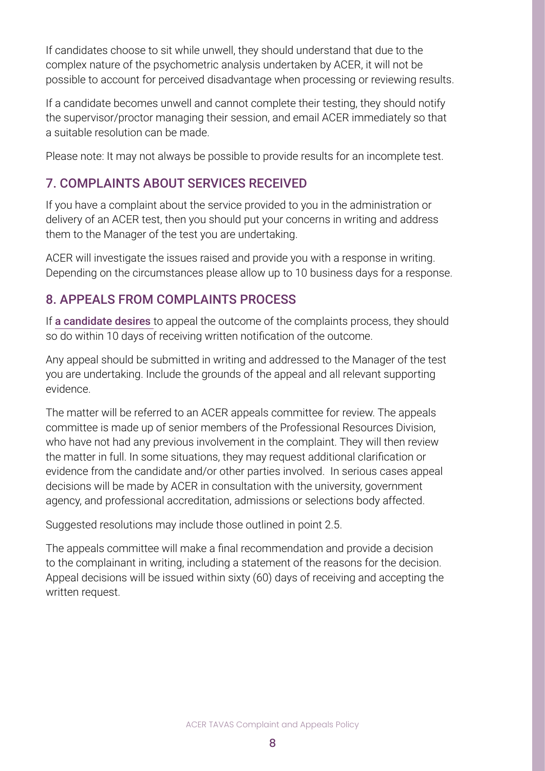If candidates choose to sit while unwell, they should understand that due to the complex nature of the psychometric analysis undertaken by ACER, it will not be possible to account for perceived disadvantage when processing or reviewing results.

If a candidate becomes unwell and cannot complete their testing, they should notify the supervisor/proctor managing their session, and email ACER immediately so that a suitable resolution can be made.

Please note: It may not always be possible to provide results for an incomplete test.

## 7. COMPLAINTS ABOUT SERVICES RECEIVED

If you have a complaint about the service provided to you in the administration or delivery of an ACER test, then you should put your concerns in writing and address them to the Manager of the test you are undertaking.

ACER will investigate the issues raised and provide you with a response in writing. Depending on the circumstances please allow up to 10 business days for a response.

## 8. APPEALS FROM COMPLAINTS PROCESS

If a candidate desires to appeal the outcome of the complaints process, they should so do within 10 days of receiving written notification of the outcome.

Any appeal should be submitted in writing and addressed to the Manager of the test you are undertaking. Include the grounds of the appeal and all relevant supporting evidence.

The matter will be referred to an ACER appeals committee for review. The appeals committee is made up of senior members of the Professional Resources Division, who have not had any previous involvement in the complaint. They will then review the matter in full. In some situations, they may request additional clarification or evidence from the candidate and/or other parties involved. In serious cases appeal decisions will be made by ACER in consultation with the university, government agency, and professional accreditation, admissions or selections body affected.

Suggested resolutions may include those outlined in point 2.5.

The appeals committee will make a final recommendation and provide a decision to the complainant in writing, including a statement of the reasons for the decision. Appeal decisions will be issued within sixty (60) days of receiving and accepting the written request.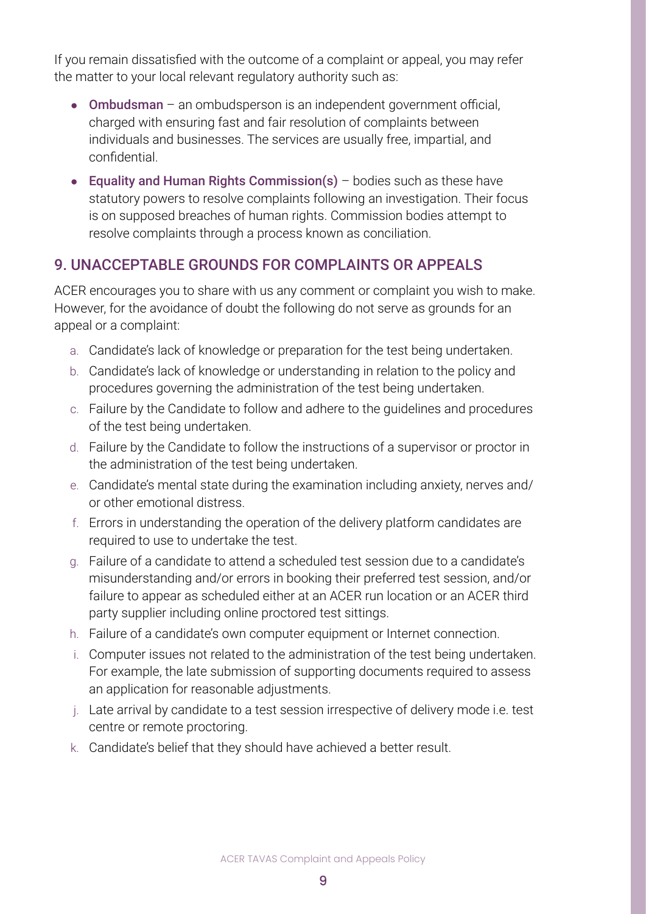If you remain dissatisfied with the outcome of a complaint or appeal, you may refer the matter to your local relevant regulatory authority such as:

- **Ombudsman** – an ombudsperson is an independent government official, charged with ensuring fast and fair resolution of complaints between individuals and businesses. The services are usually free, impartial, and confidential.
- **Equality and Human Rights Commission(s)** – bodies such as these have statutory powers to resolve complaints following an investigation. Their focus is on supposed breaches of human rights. Commission bodies attempt to resolve complaints through a process known as conciliation.

## 9. UNACCEPTABLE GROUNDS FOR COMPLAINTS OR APPEALS

ACER encourages you to share with us any comment or complaint you wish to make. However, for the avoidance of doubt the following do not serve as grounds for an appeal or a complaint:

a. Candidate's lack of knowledge or preparation for the test being undertaken.

b. Candidate's lack of knowledge or understanding in relation to the policy and procedures governing the administration of the test being undertaken.

c. Failure by the Candidate to follow and adhere to the guidelines and procedures of the test being undertaken.

d. Failure by the Candidate to follow the instructions of a supervisor or proctor in the administration of the test being undertaken.

e. Candidate's mental state during the examination including anxiety, nerves and/or other emotional distress.

f. Errors in understanding the operation of the delivery platform candidates are required to use to undertake the test.

g. Failure of a candidate to attend a scheduled test session due to a candidate's misunderstanding and/or errors in booking their preferred test session, and/or failure to appear as scheduled either at an ACER run location or an ACER third party supplier including online proctored test sittings.

h. Failure of a candidate's own computer equipment or Internet connection.

i. Computer issues not related to the administration of the test being undertaken. For example, the late submission of supporting documents required to assess an application for reasonable adjustments.

j. Late arrival by candidate to a test session irrespective of delivery mode i.e. test centre or remote proctoring.

k. Candidate's belief that they should have achieved a better result.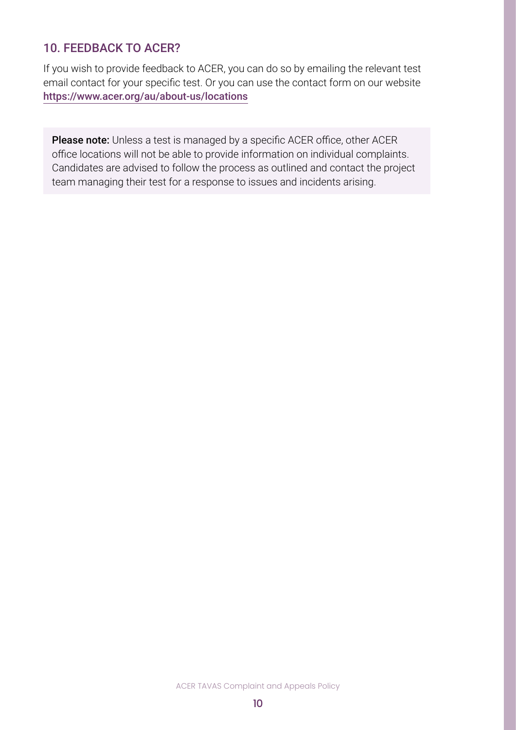## 10. FEEDBACK TO ACER?

If you wish to provide feedback to ACER, you can do so by emailing the relevant test email contact for your specific test. Or you can use the contact form on our website https://www.acer.org/au/about-us/locations

> **Please note:** Unless a test is managed by a specific ACER office, other ACER office locations will not be able to provide information on individual complaints. Candidates are advised to follow the process as outlined and contact the project team managing their test for a response to issues and incidents arising.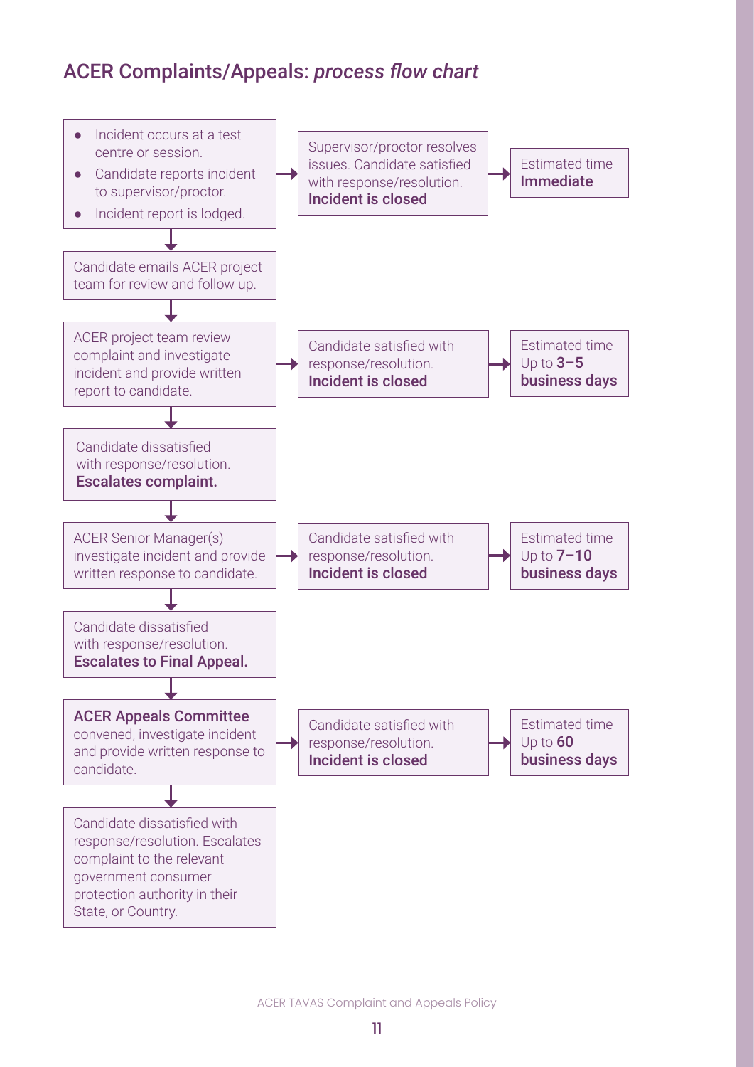## ACER Complaints/Appeals: *process flow chart*

- Incident occurs at a test centre or session.
- Candidate reports incident to supervisor/proctor.
- Incident report is lodged.

Supervisor/proctor resolves issues. Candidate satisfied with response/resolution. **Incident is closed**

Estimated time **Immediate**

Candidate emails ACER project team for review and follow up.

ACER project team review complaint and investigate incident and provide written report to candidate.

Candidate satisfied with response/resolution. **Incident is closed**

Estimated time Up to **3–5 business days**

Candidate dissatisfied with response/resolution. **Escalates complaint.**

ACER Senior Manager(s) investigate incident and provide written response to candidate.

Candidate satisfied with response/resolution. **Incident is closed**

Estimated time Up to **7–10 business days**

Candidate dissatisfied with response/resolution. **Escalates to Final Appeal.**

**ACER Appeals Committee** convened, investigate incident and provide written response to candidate.

Candidate satisfied with response/resolution. **Incident is closed**

Estimated time Up to **60 business days**

Candidate dissatisfied with response/resolution. Escalates complaint to the relevant government consumer protection authority in their State, or Country.